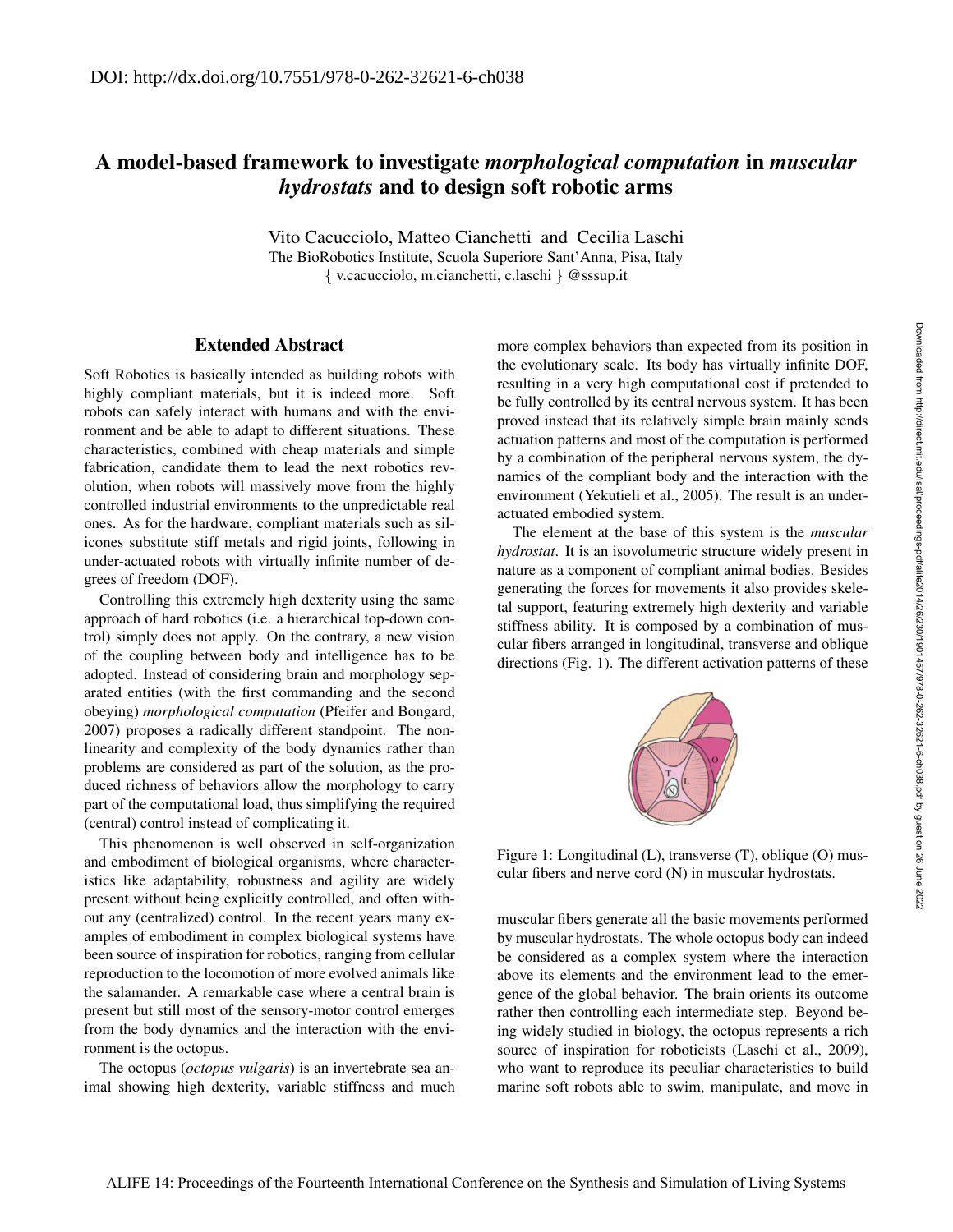DOI: http://dx.doi.org/10.7551/978-0-262-32621-6-ch038

# A model-based framework to investigate *morphological computation* in *muscular hydrostats* and to design soft robotic arms

Vito Cacucciolo, Matteo Cianchetti and Cecilia Laschi

The BioRobotics Institute, Scuola Superiore Sant'Anna, Pisa, Italy

{ v.cacucciolo, m.cianchetti, c.laschi } @sssup.it

## Extended Abstract

Soft Robotics is basically intended as building robots with highly compliant materials, but it is indeed more. Soft robots can safely interact with humans and with the environment and be able to adapt to different situations. These characteristics, combined with cheap materials and simple fabrication, candidate them to lead the next robotics revolution, when robots will massively move from the highly controlled industrial environments to the unpredictable real ones. As for the hardware, compliant materials such as silicones substitute stiff metals and rigid joints, following in under-actuated robots with virtually infinite number of degrees of freedom (DOF).

Controlling this extremely high dexterity using the same approach of hard robotics (i.e. a hierarchical top-down control) simply does not apply. On the contrary, a new vision of the coupling between body and intelligence has to be adopted. Instead of considering brain and morphology separated entities (with the first commanding and the second obeying) *morphological computation* (Pfeifer and Bongard, 2007) proposes a radically different standpoint. The nonlinearity and complexity of the body dynamics rather than problems are considered as part of the solution, as the produced richness of behaviors allow the morphology to carry part of the computational load, thus simplifying the required (central) control instead of complicating it.

This phenomenon is well observed in self-organization and embodiment of biological organisms, where characteristics like adaptability, robustness and agility are widely present without being explicitly controlled, and often without any (centralized) control. In the recent years many examples of embodiment in complex biological systems have been source of inspiration for robotics, ranging from cellular reproduction to the locomotion of more evolved animals like the salamander. A remarkable case where a central brain is present but still most of the sensory-motor control emerges from the body dynamics and the interaction with the environment is the octopus.

The octopus (*octopus vulgaris*) is an invertebrate sea animal showing high dexterity, variable stiffness and much more complex behaviors than expected from its position in the evolutionary scale. Its body has virtually infinite DOF, resulting in a very high computational cost if pretended to be fully controlled by its central nervous system. It has been proved instead that its relatively simple brain mainly sends actuation patterns and most of the computation is performed by a combination of the peripheral nervous system, the dynamics of the compliant body and the interaction with the environment (Yekutieli et al., 2005). The result is an underactuated embodied system.

The element at the base of this system is the *muscular hydrostat*. It is an isovolumetric structure widely present in nature as a component of compliant animal bodies. Besides generating the forces for movements it also provides skeletal support, featuring extremely high dexterity and variable stiffness ability. It is composed by a combination of muscular fibers arranged in longitudinal, transverse and oblique directions (Fig. 1). The different activation patterns of these muscular fibers generate all the basic movements performed by muscular hydrostats. The whole octopus body can indeed be considered as a complex system where the interaction above its elements and the environment lead to the emergence of the global behavior. The brain orients its outcome rather then controlling each intermediate step. Beyond being widely studied in biology, the octopus represents a rich source of inspiration for roboticists (Laschi et al., 2009), who want to reproduce its peculiar characteristics to build marine soft robots able to swim, manipulate, and move in

Figure 1: Longitudinal (L), transverse (T), oblique (O) muscular fibers and nerve cord (N) in muscular hydrostats.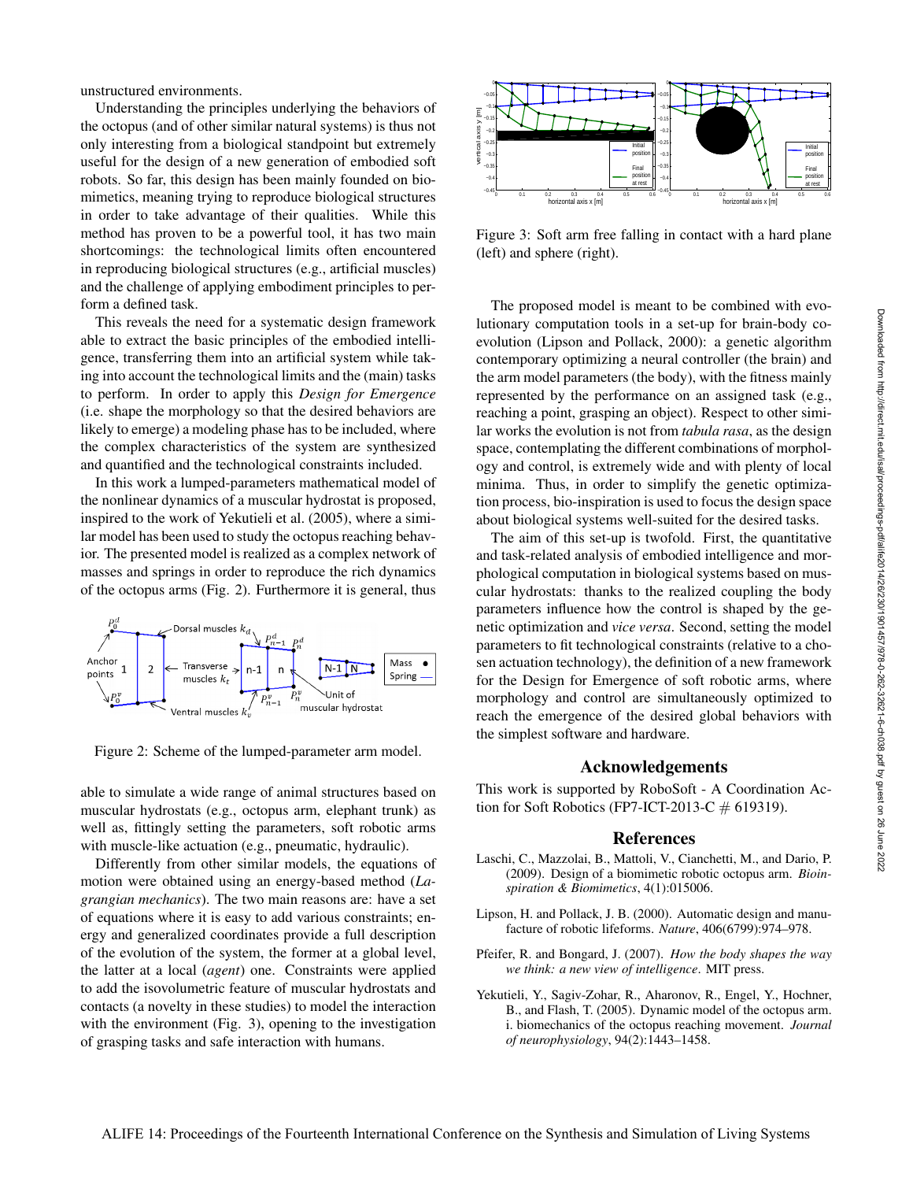unstructured environments.

Understanding the principles underlying the behaviors of the octopus (and of other similar natural systems) is thus not only interesting from a biological standpoint but extremely useful for the design of a new generation of embodied soft robots. So far, this design has been mainly founded on biomimetics, meaning trying to reproduce biological structures in order to take advantage of their qualities. While this method has proven to be a powerful tool, it has two main shortcomings: the technological limits often encountered in reproducing biological structures (e.g., artificial muscles) and the challenge of applying embodiment principles to perform a defined task.

This reveals the need for a systematic design framework able to extract the basic principles of the embodied intelligence, transferring them into an artificial system while taking into account the technological limits and the (main) tasks to perform. In order to apply this *Design for Emergence* (i.e. shape the morphology so that the desired behaviors are likely to emerge) a modeling phase has to be included, where the complex characteristics of the system are synthesized and quantified and the technological constraints included.

In this work a lumped-parameters mathematical model of the nonlinear dynamics of a muscular hydrostat is proposed, inspired to the work of Yekutieli et al. (2005), where a similar model has been used to study the octopus reaching behavior. The presented model is realized as a complex network of masses and springs in order to reproduce the rich dynamics of the octopus arms (Fig. 2). Furthermore it is general, thus

Figure 2: Scheme of the lumped-parameter arm model.

able to simulate a wide range of animal structures based on muscular hydrostats (e.g., octopus arm, elephant trunk) as well as, fittingly setting the parameters, soft robotic arms with muscle-like actuation (e.g., pneumatic, hydraulic).

Differently from other similar models, the equations of motion were obtained using an energy-based method (*Lagrangian mechanics*). The two main reasons are: have a set of equations where it is easy to add various constraints; energy and generalized coordinates provide a full description of the evolution of the system, the former at a global level, the latter at a local (*agent*) one. Constraints were applied to add the isovolumetric feature of muscular hydrostats and contacts (a novelty in these studies) to model the interaction with the environment (Fig. 3), opening to the investigation of grasping tasks and safe interaction with humans.

Figure 3: Soft arm free falling in contact with a hard plane (left) and sphere (right).

The proposed model is meant to be combined with evolutionary computation tools in a set-up for brain-body coevolution (Lipson and Pollack, 2000): a genetic algorithm contemporary optimizing a neural controller (the brain) and the arm model parameters (the body), with the fitness mainly represented by the performance on an assigned task (e.g., reaching a point, grasping an object). Respect to other similar works the evolution is not from *tabula rasa*, as the design space, contemplating the different combinations of morphology and control, is extremely wide and with plenty of local minima. Thus, in order to simplify the genetic optimization process, bio-inspiration is used to focus the design space about biological systems well-suited for the desired tasks.

The aim of this set-up is twofold. First, the quantitative and task-related analysis of embodied intelligence and morphological computation in biological systems based on muscular hydrostats: thanks to the realized coupling the body parameters influence how the control is shaped by the genetic optimization and *vice versa*. Second, setting the model parameters to fit technological constraints (relative to a chosen actuation technology), the definition of a new framework for the Design for Emergence of soft robotic arms, where morphology and control are simultaneously optimized to reach the emergence of the desired global behaviors with the simplest software and hardware.

## Acknowledgements

This work is supported by RoboSoft - A Coordination Action for Soft Robotics (FP7-ICT-2013-C # 619319).

## References

Laschi, C., Mazzolai, B., Mattoli, V., Cianchetti, M., and Dario, P. (2009). Design of a biomimetic robotic octopus arm. *Bioinspiration & Biomimetics*, 4(1):015006.

Lipson, H. and Pollack, J. B. (2000). Automatic design and manufacture of robotic lifeforms. *Nature*, 406(6799):974–978.

Pfeifer, R. and Bongard, J. (2007). *How the body shapes the way we think: a new view of intelligence*. MIT press.

Yekutieli, Y., Sagiv-Zohar, R., Aharonov, R., Engel, Y., Hochner, B., and Flash, T. (2005). Dynamic model of the octopus arm. i. biomechanics of the octopus reaching movement. *Journal of neurophysiology*, 94(2):1443–1458.